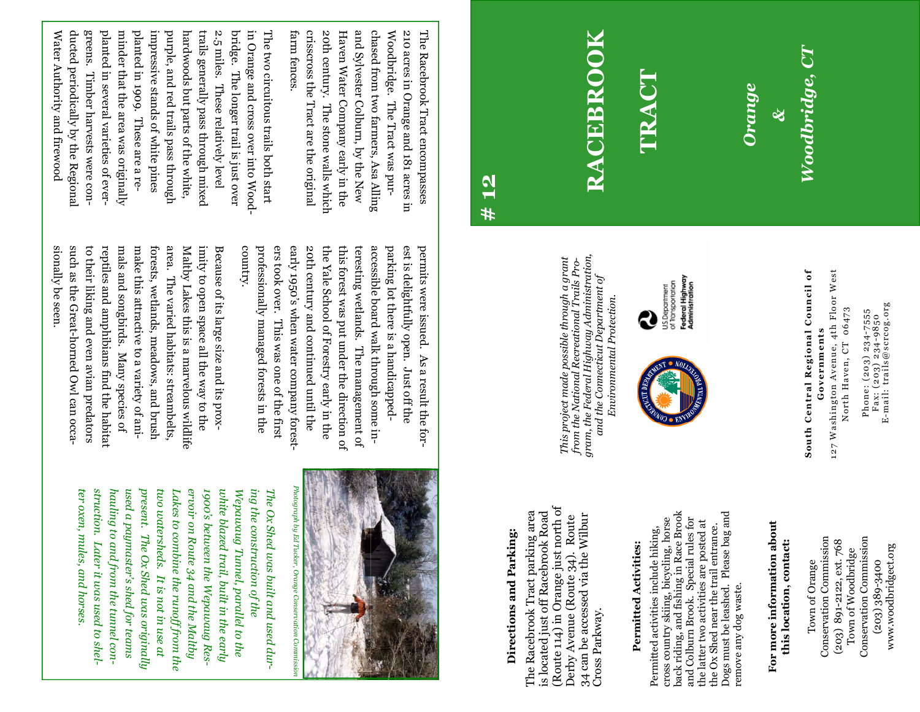# RACEBROOK TRACT

## Orange & Woodbridge, CT

# 12

The Racebrook Tract encompasses 210 acres in Orange and 181 acres in Woodbridge. The Tract was purchased from two farmers, Asa Alling and Sylvester Colburn, by the New Haven Water Company early in the 20th century. The stone walls which crisscross the Tract are the original farm fences.

The two circuitous trails both start in Orange and cross over into Woodbridge. The longer trail is just over 2.5 miles. These relatively level trails generally pass through mixed hardwoods but parts of the white, purple, and red trails pass through impressive stands of white pines planted in 1909. These are a reminder that the area was originally planted in several varieties of evergreens. Timber harvests were conducted periodically by the Regional Water Authority and firewood permits were issued. As a result the forest is delightfully open. Just off the parking lot there is a handicapped-accessible board walk through some interesting wetlands. The management of this forest was put under the direction of the Yale School of Forestry early in the 20th century and continued until the early 1950's when water company foresters took over. This was one of the first professionally managed forests in the country.

Because of its large size and its proximity to open space all the way to the Maltby Lakes this is a marvelous wildlife area. The varied habitats: streambelts, forests, wetlands, meadows, and brush make this attractive to a variety of animals and songbirds. Many species of reptiles and amphibians find the habitat to their liking and even avian predators such as the Great-horned Owl can occasionally be seen.

*Photograph by Ed Tucker, Orange Conservation Commission*

*The Ox Shed was built and used during the construction of the Wepawaug Tunnel, parallel to the white blazed trail, built in the early 1900's between the Wepawaug Reservoir on Route 34 and the Maltby Lakes to combine the runoff from the two watersheds. It is not in use at present. The Ox Shed was originally used a paymaster's shed for teams hauling to and from the tunnel construction. Later it was used to shelter oxen, mules, and horses.*

### Directions and Parking:

The Racebrook Tract parking area is located just off Racebrook Road (Route 114) in Orange just north of Derby Avenue (Route 34). Route 34 can be accessed via the Wilbur Cross Parkway.

### Permitted Activities:

Permitted activities include hiking, cross country skiing, bicycling, horse back riding, and fishing in Race Brook and Colburn Brook. Special rules for the latter two activities are posted at the Ox Shed near the trail entrance. Dogs must be leashed. Please bag and remove any dog waste.

### For more information about this location, contact:

Town of Orange
Conservation Commission
(203) 891-2122, ext. 768

Town of Woodbridge
Conservation Commission
(203) 389-3400
www.woodbridgect.org

*This project made possible through a grant from the National Recreational Trails Program, the Federal Highway Administration, and the Connecticut Department of Environmental Protection.*

U.S. Department of Transportation
Federal Highway Administration

Connecticut Department of Environmental Protection

**South Central Regional Council of Governments**
127 Washington Avenue, 4th Floor West
North Haven, CT 06473

Phone: (203) 234-7555
Fax: (203) 234-9850
E-mail: trails@scrcog.org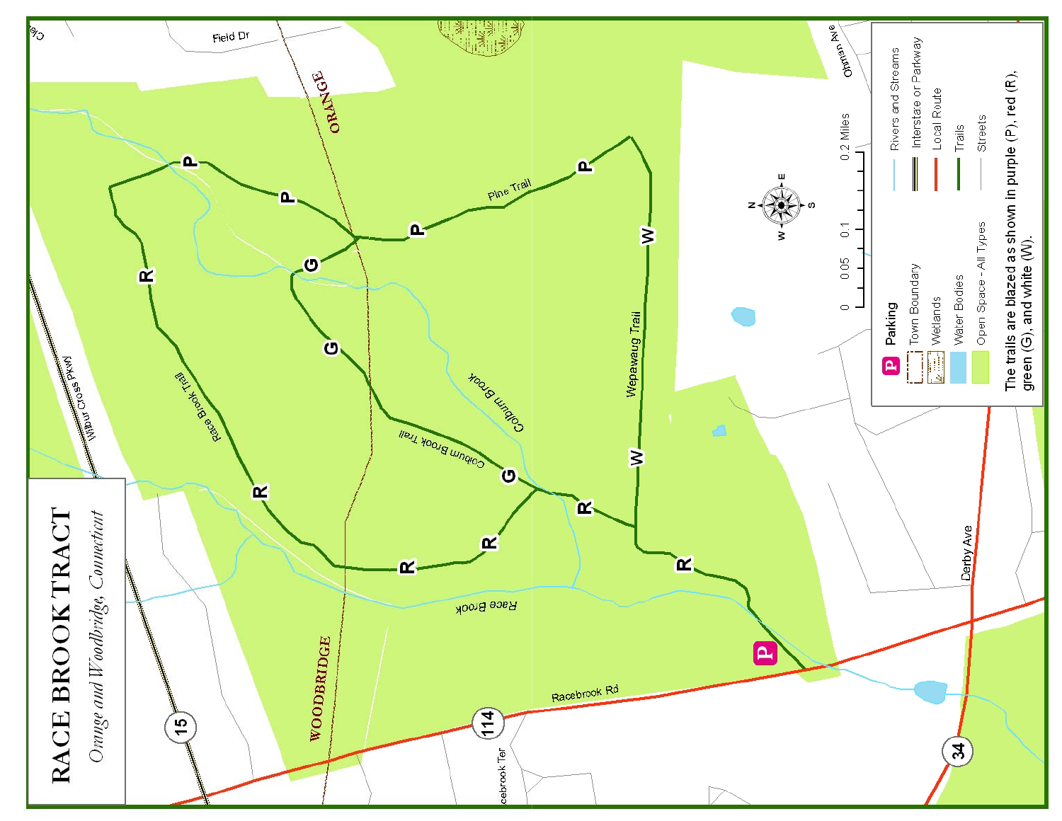# RACE BROOK TRACT

*Orange and Woodbridge, Connecticut*

Field Dr

ORANGE

WOODBRIDGE

Pine Trail

Wepawaug Trail

Race Brook Trail

Colburn Brook Trail

Colburn Brook

Race Brook

Wilbur Cross Pkwy

Racebrook Rd

Derby Ave

Orman Ave

Racebrook Ter

15

114

34

0 0.05 0.1 0.2 Miles

N E S W

Parking

Town Boundary

Wetlands

Water Bodies

Open Space - All Types

Rivers and Streams

Interstae or Parkway

Local Route

Trails

Streets

The trails are blazed as shown in purple (P), red (R), green (G), and white (W).